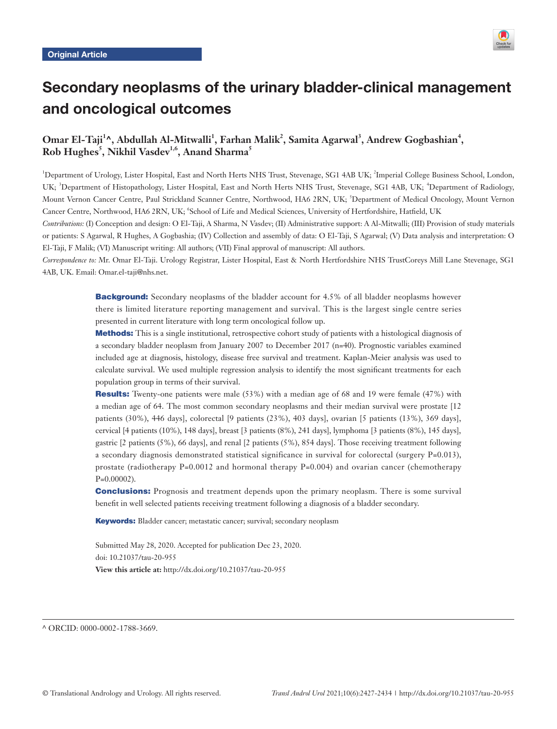Original Article

# Secondary neoplasms of the urinary bladder-clinical management and oncological outcomes

**Omar El-Taji[1]^, Abdullah Al-Mitwalli[1], Farhan Malik[2], Samita Agarwal[3], Andrew Gogbashian[4], Rob Hughes[5], Nikhil Vasdev[1,6], Anand Sharma[5]**

[1]Department of Urology, Lister Hospital, East and North Herts NHS Trust, Stevenage, SG1 4AB UK; [2]Imperial College Business School, London, UK; [3]Department of Histopathology, Lister Hospital, East and North Herts NHS Trust, Stevenage, SG1 4AB, UK; [4]Department of Radiology, Mount Vernon Cancer Centre, Paul Strickland Scanner Centre, Northwood, HA6 2RN, UK; [5]Department of Medical Oncology, Mount Vernon Cancer Centre, Northwood, HA6 2RN, UK; [6]School of Life and Medical Sciences, University of Hertfordshire, Hatfield, UK

*Contributions:* (I) Conception and design: O El-Taji, A Sharma, N Vasdev; (II) Administrative support: A Al-Mitwalli; (III) Provision of study materials or patients: S Agarwal, R Hughes, A Gogbashia; (IV) Collection and assembly of data: O El-Taji, S Agarwal; (V) Data analysis and interpretation: O El-Taji, F Malik; (VI) Manuscript writing: All authors; (VII) Final approval of manuscript: All authors.

*Correspondence to:* Mr. Omar El-Taji. Urology Registrar, Lister Hospital, East & North Hertfordshire NHS TrustCoreys Mill Lane Stevenage, SG1 4AB, UK. Email: Omar.el-taji@nhs.net.

**Background:** Secondary neoplasms of the bladder account for 4.5% of all bladder neoplasms however there is limited literature reporting management and survival. This is the largest single centre series presented in current literature with long term oncological follow up.

**Methods:** This is a single institutional, retrospective cohort study of patients with a histological diagnosis of a secondary bladder neoplasm from January 2007 to December 2017 (n=40). Prognostic variables examined included age at diagnosis, histology, disease free survival and treatment. Kaplan-Meier analysis was used to calculate survival. We used multiple regression analysis to identify the most significant treatments for each population group in terms of their survival.

**Results:** Twenty-one patients were male (53%) with a median age of 68 and 19 were female (47%) with a median age of 64. The most common secondary neoplasms and their median survival were prostate [12 patients (30%), 446 days], colorectal [9 patients (23%), 403 days], ovarian [5 patients (13%), 369 days], cervical [4 patients (10%), 148 days], breast [3 patients (8%), 241 days], lymphoma [3 patients (8%), 145 days], gastric [2 patients (5%), 66 days], and renal [2 patients (5%), 854 days]. Those receiving treatment following a secondary diagnosis demonstrated statistical significance in survival for colorectal (surgery P=0.013), prostate (radiotherapy P=0.0012 and hormonal therapy P=0.004) and ovarian cancer (chemotherapy P=0.00002).

**Conclusions:** Prognosis and treatment depends upon the primary neoplasm. There is some survival benefit in well selected patients receiving treatment following a diagnosis of a bladder secondary.

**Keywords:** Bladder cancer; metastatic cancer; survival; secondary neoplasm

Submitted May 28, 2020. Accepted for publication Dec 23, 2020.
doi: 10.21037/tau-20-955
**View this article at:** http://dx.doi.org/10.21037/tau-20-955

^ ORCID: 0000-0002-1788-3669.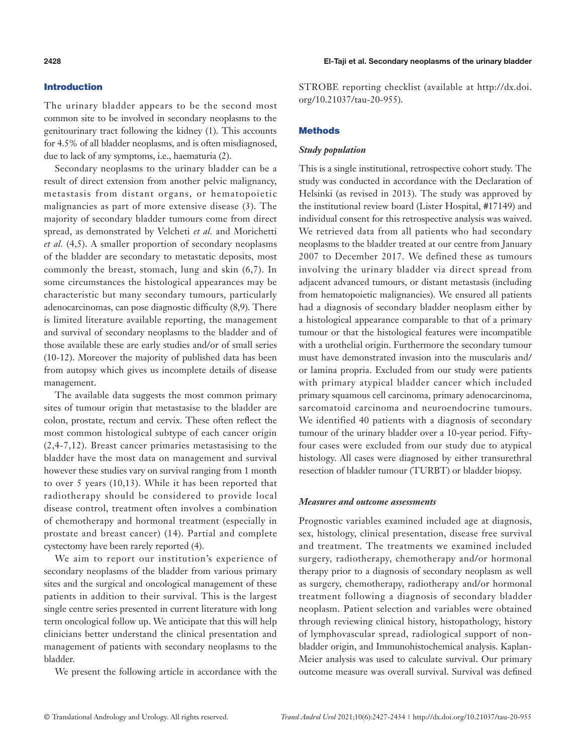## Introduction

The urinary bladder appears to be the second most common site to be involved in secondary neoplasms to the genitourinary tract following the kidney (1). This accounts for 4.5% of all bladder neoplasms, and is often misdiagnosed, due to lack of any symptoms, i.e., haematuria (2).

Secondary neoplasms to the urinary bladder can be a result of direct extension from another pelvic malignancy, metastasis from distant organs, or hematopoietic malignancies as part of more extensive disease (3). The majority of secondary bladder tumours come from direct spread, as demonstrated by Velcheti *et al.* and Morichetti *et al.* (4,5). A smaller proportion of secondary neoplasms of the bladder are secondary to metastatic deposits, most commonly the breast, stomach, lung and skin (6,7). In some circumstances the histological appearances may be characteristic but many secondary tumours, particularly adenocarcinomas, can pose diagnostic difficulty (8,9). There is limited literature available reporting, the management and survival of secondary neoplasms to the bladder and of those available these are early studies and/or of small series (10-12). Moreover the majority of published data has been from autopsy which gives us incomplete details of disease management.

The available data suggests the most common primary sites of tumour origin that metastasise to the bladder are colon, prostate, rectum and cervix. These often reflect the most common histological subtype of each cancer origin (2,4-7,12). Breast cancer primaries metastasising to the bladder have the most data on management and survival however these studies vary on survival ranging from 1 month to over 5 years (10,13). While it has been reported that radiotherapy should be considered to provide local disease control, treatment often involves a combination of chemotherapy and hormonal treatment (especially in prostate and breast cancer) (14). Partial and complete cystectomy have been rarely reported (4).

We aim to report our institution's experience of secondary neoplasms of the bladder from various primary sites and the surgical and oncological management of these patients in addition to their survival. This is the largest single centre series presented in current literature with long term oncological follow up. We anticipate that this will help clinicians better understand the clinical presentation and management of patients with secondary neoplasms to the bladder.

We present the following article in accordance with the STROBE reporting checklist (available at http://dx.doi.org/10.21037/tau-20-955).

## Methods

### *Study population*

This is a single institutional, retrospective cohort study. The study was conducted in accordance with the Declaration of Helsinki (as revised in 2013). The study was approved by the institutional review board (Lister Hospital, #17149) and individual consent for this retrospective analysis was waived. We retrieved data from all patients who had secondary neoplasms to the bladder treated at our centre from January 2007 to December 2017. We defined these as tumours involving the urinary bladder via direct spread from adjacent advanced tumours, or distant metastasis (including from hematopoietic malignancies). We ensured all patients had a diagnosis of secondary bladder neoplasm either by a histological appearance comparable to that of a primary tumour or that the histological features were incompatible with a urothelial origin. Furthermore the secondary tumour must have demonstrated invasion into the muscularis and/or lamina propria. Excluded from our study were patients with primary atypical bladder cancer which included primary squamous cell carcinoma, primary adenocarcinoma, sarcomatoid carcinoma and neuroendocrine tumours. We identified 40 patients with a diagnosis of secondary tumour of the urinary bladder over a 10-year period. Fifty-four cases were excluded from our study due to atypical histology. All cases were diagnosed by either transurethral resection of bladder tumour (TURBT) or bladder biopsy.

### *Measures and outcome assessments*

Prognostic variables examined included age at diagnosis, sex, histology, clinical presentation, disease free survival and treatment. The treatments we examined included surgery, radiotherapy, chemotherapy and/or hormonal therapy prior to a diagnosis of secondary neoplasm as well as surgery, chemotherapy, radiotherapy and/or hormonal treatment following a diagnosis of secondary bladder neoplasm. Patient selection and variables were obtained through reviewing clinical history, histopathology, history of lymphovascular spread, radiological support of non-bladder origin, and Immunohistochemical analysis. Kaplan-Meier analysis was used to calculate survival. Our primary outcome measure was overall survival. Survival was defined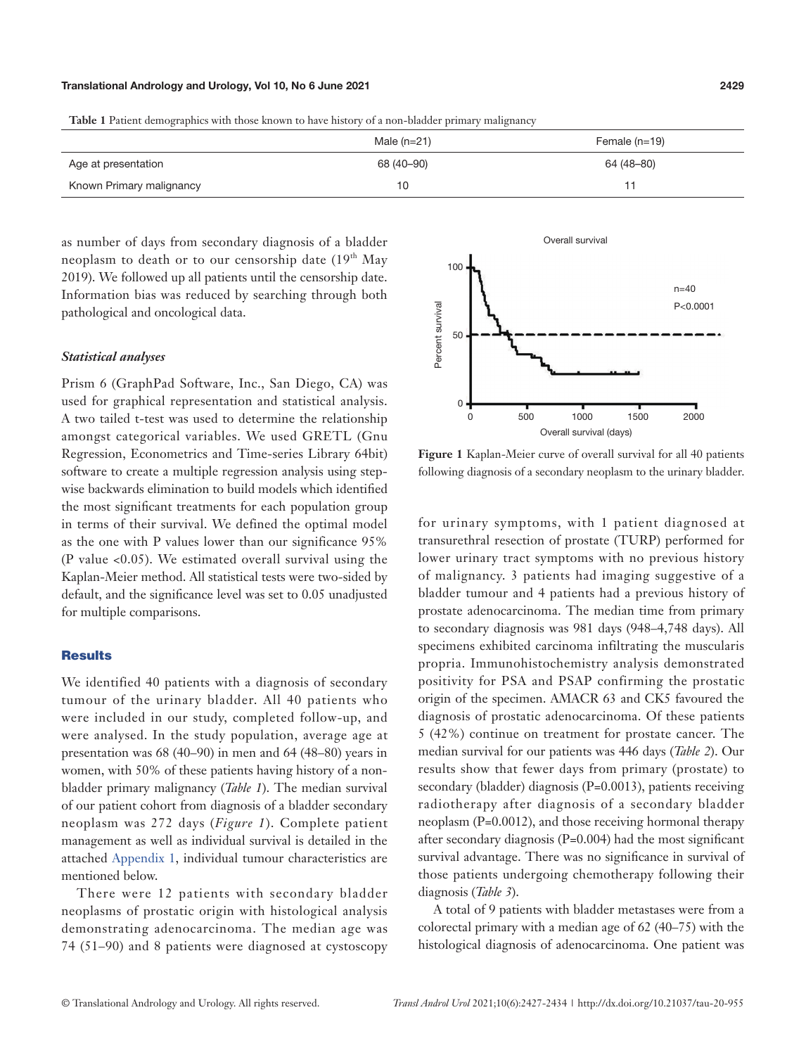**Table 1** Patient demographics with those known to have history of a non-bladder primary malignancy

| | Male (n=21) | Female (n=19) |
|---|---|---|
| Age at presentation | 68 (40–90) | 64 (48–80) |
| Known Primary malignancy | 10 | 11 |

as number of days from secondary diagnosis of a bladder neoplasm to death or to our censorship date (19th May 2019). We followed up all patients until the censorship date. Information bias was reduced by searching through both pathological and oncological data.

### *Statistical analyses*

Prism 6 (GraphPad Software, Inc., San Diego, CA) was used for graphical representation and statistical analysis. A two tailed t-test was used to determine the relationship amongst categorical variables. We used GRETL (Gnu Regression, Econometrics and Time-series Library 64bit) software to create a multiple regression analysis using step-wise backwards elimination to build models which identified the most significant treatments for each population group in terms of their survival. We defined the optimal model as the one with P values lower than our significance 95% (P value <0.05). We estimated overall survival using the Kaplan-Meier method. All statistical tests were two-sided by default, and the significance level was set to 0.05 unadjusted for multiple comparisons.

## Results

We identified 40 patients with a diagnosis of secondary tumour of the urinary bladder. All 40 patients who were included in our study, completed follow-up, and were analysed. In the study population, average age at presentation was 68 (40–90) in men and 64 (48–80) years in women, with 50% of these patients having history of a non-bladder primary malignancy (*Table 1*). The median survival of our patient cohort from diagnosis of a bladder secondary neoplasm was 272 days (*Figure 1*). Complete patient management as well as individual survival is detailed in the attached Appendix 1, individual tumour characteristics are mentioned below.

There were 12 patients with secondary bladder neoplasms of prostatic origin with histological analysis demonstrating adenocarcinoma. The median age was 74 (51–90) and 8 patients were diagnosed at cystoscopy for urinary symptoms, with 1 patient diagnosed at transurethral resection of prostate (TURP) performed for lower urinary tract symptoms with no previous history of malignancy. 3 patients had imaging suggestive of a bladder tumour and 4 patients had a previous history of prostate adenocarcinoma. The median time from primary to secondary diagnosis was 981 days (948–4,748 days). All specimens exhibited carcinoma infiltrating the muscularis propria. Immunohistochemistry analysis demonstrated positivity for PSA and PSAP confirming the prostatic origin of the specimen. AMACR 63 and CK5 favoured the diagnosis of prostatic adenocarcinoma. Of these patients 5 (42%) continue on treatment for prostate cancer. The median survival for our patients was 446 days (*Table 2*). Our results show that fewer days from primary (prostate) to secondary (bladder) diagnosis (P=0.0013), patients receiving radiotherapy after diagnosis of a secondary bladder neoplasm (P=0.0012), and those receiving hormonal therapy after secondary diagnosis (P=0.004) had the most significant survival advantage. There was no significance in survival of those patients undergoing chemotherapy following their diagnosis (*Table 3*).

A total of 9 patients with bladder metastases were from a colorectal primary with a median age of 62 (40–75) with the histological diagnosis of adenocarcinoma. One patient was

**Figure 1** Kaplan-Meier curve of overall survival for all 40 patients following diagnosis of a secondary neoplasm to the urinary bladder.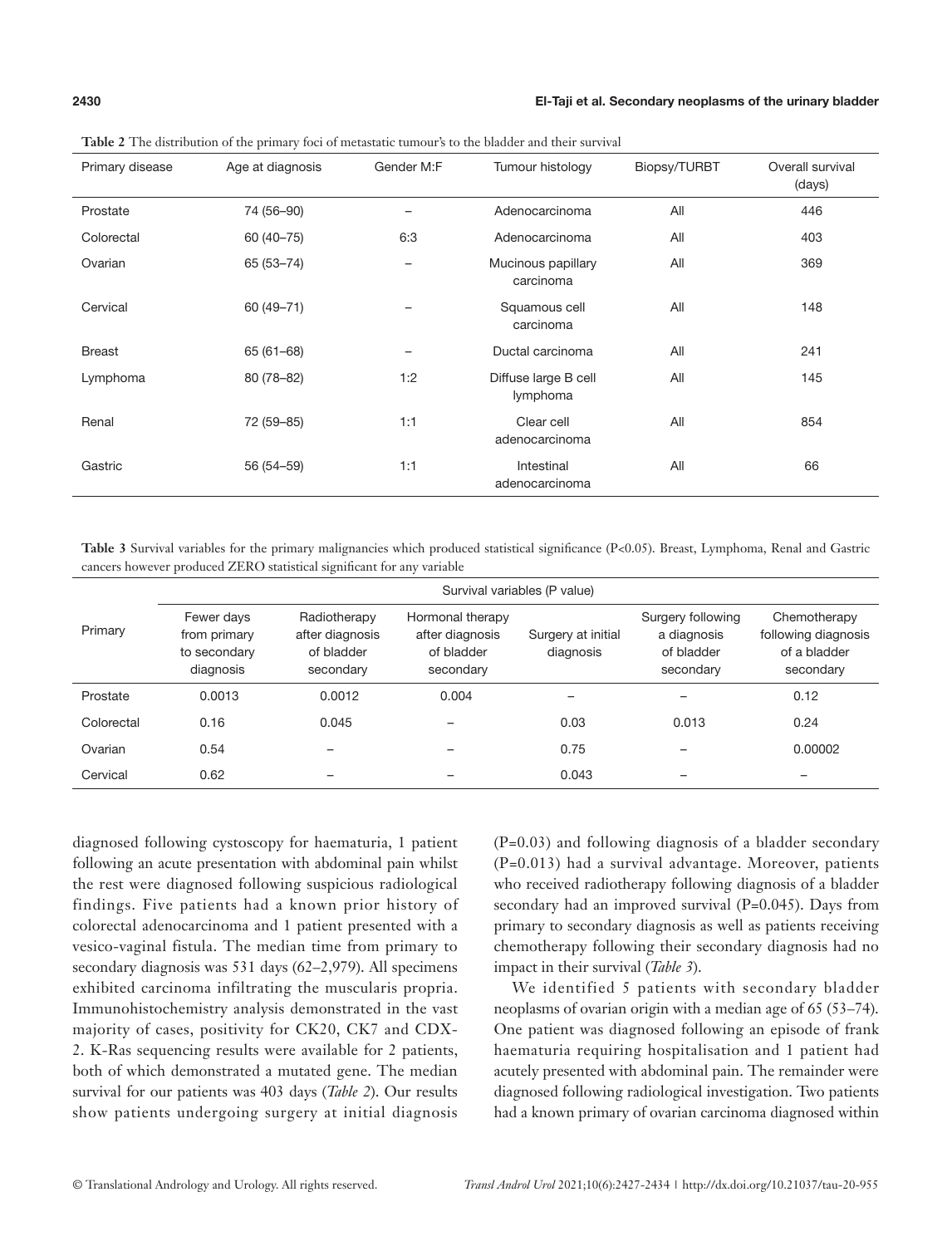**Table 2** The distribution of the primary foci of metastatic tumour's to the bladder and their survival

| Primary disease | Age at diagnosis | Gender M:F | Tumour histology | Biopsy/TURBT | Overall survival (days) |
|---|---|---|---|---|---|
| Prostate | 74 (56–90) | – | Adenocarcinoma | All | 446 |
| Colorectal | 60 (40–75) | 6:3 | Adenocarcinoma | All | 403 |
| Ovarian | 65 (53–74) | – | Mucinous papillary carcinoma | All | 369 |
| Cervical | 60 (49–71) | – | Squamous cell carcinoma | All | 148 |
| Breast | 65 (61–68) | – | Ductal carcinoma | All | 241 |
| Lymphoma | 80 (78–82) | 1:2 | Diffuse large B cell lymphoma | All | 145 |
| Renal | 72 (59–85) | 1:1 | Clear cell adenocarcinoma | All | 854 |
| Gastric | 56 (54–59) | 1:1 | Intestinal adenocarcinoma | All | 66 |

**Table 3** Survival variables for the primary malignancies which produced statistical significance (P<0.05). Breast, Lymphoma, Renal and Gastric cancers however produced ZERO statistical significant for any variable

| Primary | Survival variables (P value) | | | | | |
|---|---|---|---|---|---|---|
| | Fewer days from primary to secondary diagnosis | Radiotherapy after diagnosis of bladder secondary | Hormonal therapy after diagnosis of bladder secondary | Surgery at initial diagnosis | Surgery following a diagnosis of bladder secondary | Chemotherapy following diagnosis of a bladder secondary |
| Prostate | 0.0013 | 0.0012 | 0.004 | – | – | 0.12 |
| Colorectal | 0.16 | 0.045 | – | 0.03 | 0.013 | 0.24 |
| Ovarian | 0.54 | – | – | 0.75 | – | 0.00002 |
| Cervical | 0.62 | – | – | 0.043 | – | – |

diagnosed following cystoscopy for haematuria, 1 patient following an acute presentation with abdominal pain whilst the rest were diagnosed following suspicious radiological findings. Five patients had a known prior history of colorectal adenocarcinoma and 1 patient presented with a vesico-vaginal fistula. The median time from primary to secondary diagnosis was 531 days (62–2,979). All specimens exhibited carcinoma infiltrating the muscularis propria. Immunohistochemistry analysis demonstrated in the vast majority of cases, positivity for CK20, CK7 and CDX-2. K-Ras sequencing results were available for 2 patients, both of which demonstrated a mutated gene. The median survival for our patients was 403 days (*Table 2*). Our results show patients undergoing surgery at initial diagnosis (P=0.03) and following diagnosis of a bladder secondary (P=0.013) had a survival advantage. Moreover, patients who received radiotherapy following diagnosis of a bladder secondary had an improved survival (P=0.045). Days from primary to secondary diagnosis as well as patients receiving chemotherapy following their secondary diagnosis had no impact in their survival (*Table 3*).

We identified 5 patients with secondary bladder neoplasms of ovarian origin with a median age of 65 (53–74). One patient was diagnosed following an episode of frank haematuria requiring hospitalisation and 1 patient had acutely presented with abdominal pain. The remainder were diagnosed following radiological investigation. Two patients had a known primary of ovarian carcinoma diagnosed within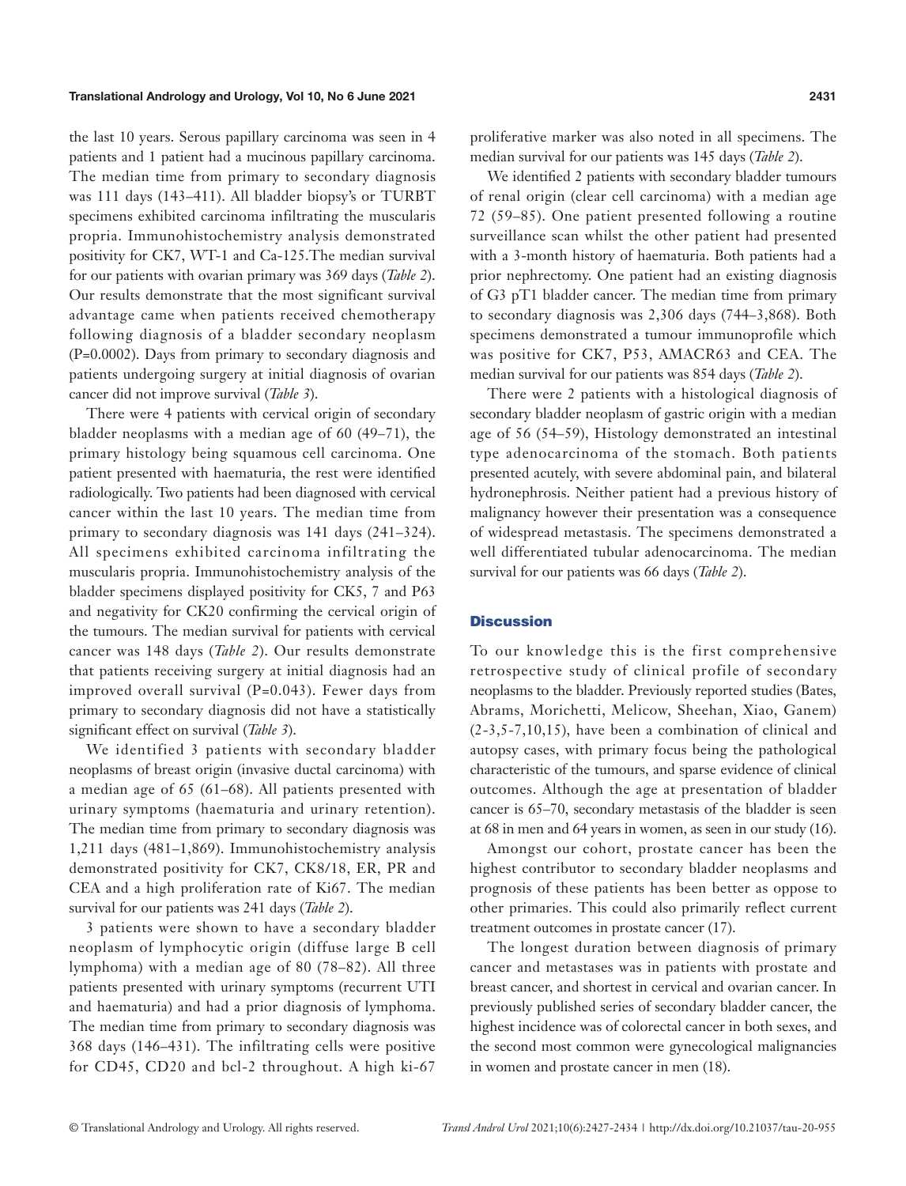the last 10 years. Serous papillary carcinoma was seen in 4 patients and 1 patient had a mucinous papillary carcinoma. The median time from primary to secondary diagnosis was 111 days (143–411). All bladder biopsy's or TURBT specimens exhibited carcinoma infiltrating the muscularis propria. Immunohistochemistry analysis demonstrated positivity for CK7, WT-1 and Ca-125.The median survival for our patients with ovarian primary was 369 days (*Table 2*). Our results demonstrate that the most significant survival advantage came when patients received chemotherapy following diagnosis of a bladder secondary neoplasm (P=0.0002). Days from primary to secondary diagnosis and patients undergoing surgery at initial diagnosis of ovarian cancer did not improve survival (*Table 3*).

There were 4 patients with cervical origin of secondary bladder neoplasms with a median age of 60 (49–71), the primary histology being squamous cell carcinoma. One patient presented with haematuria, the rest were identified radiologically. Two patients had been diagnosed with cervical cancer within the last 10 years. The median time from primary to secondary diagnosis was 141 days (241–324). All specimens exhibited carcinoma infiltrating the muscularis propria. Immunohistochemistry analysis of the bladder specimens displayed positivity for CK5, 7 and P63 and negativity for CK20 confirming the cervical origin of the tumours. The median survival for patients with cervical cancer was 148 days (*Table 2*). Our results demonstrate that patients receiving surgery at initial diagnosis had an improved overall survival (P=0.043). Fewer days from primary to secondary diagnosis did not have a statistically significant effect on survival (*Table 3*).

We identified 3 patients with secondary bladder neoplasms of breast origin (invasive ductal carcinoma) with a median age of 65 (61–68). All patients presented with urinary symptoms (haematuria and urinary retention). The median time from primary to secondary diagnosis was 1,211 days (481–1,869). Immunohistochemistry analysis demonstrated positivity for CK7, CK8/18, ER, PR and CEA and a high proliferation rate of Ki67. The median survival for our patients was 241 days (*Table 2*).

3 patients were shown to have a secondary bladder neoplasm of lymphocytic origin (diffuse large B cell lymphoma) with a median age of 80 (78–82). All three patients presented with urinary symptoms (recurrent UTI and haematuria) and had a prior diagnosis of lymphoma. The median time from primary to secondary diagnosis was 368 days (146–431). The infiltrating cells were positive for CD45, CD20 and bcl-2 throughout. A high ki-67 proliferative marker was also noted in all specimens. The median survival for our patients was 145 days (*Table 2*).

We identified 2 patients with secondary bladder tumours of renal origin (clear cell carcinoma) with a median age 72 (59–85). One patient presented following a routine surveillance scan whilst the other patient had presented with a 3-month history of haematuria. Both patients had a prior nephrectomy. One patient had an existing diagnosis of G3 pT1 bladder cancer. The median time from primary to secondary diagnosis was 2,306 days (744–3,868). Both specimens demonstrated a tumour immunoprofile which was positive for CK7, P53, AMACR63 and CEA. The median survival for our patients was 854 days (*Table 2*).

There were 2 patients with a histological diagnosis of secondary bladder neoplasm of gastric origin with a median age of 56 (54–59), Histology demonstrated an intestinal type adenocarcinoma of the stomach. Both patients presented acutely, with severe abdominal pain, and bilateral hydronephrosis. Neither patient had a previous history of malignancy however their presentation was a consequence of widespread metastasis. The specimens demonstrated a well differentiated tubular adenocarcinoma. The median survival for our patients was 66 days (*Table 2*).

## Discussion

To our knowledge this is the first comprehensive retrospective study of clinical profile of secondary neoplasms to the bladder. Previously reported studies (Bates, Abrams, Morichetti, Melicow, Sheehan, Xiao, Ganem) (2-3,5-7,10,15), have been a combination of clinical and autopsy cases, with primary focus being the pathological characteristic of the tumours, and sparse evidence of clinical outcomes. Although the age at presentation of bladder cancer is 65–70, secondary metastasis of the bladder is seen at 68 in men and 64 years in women, as seen in our study (16).

Amongst our cohort, prostate cancer has been the highest contributor to secondary bladder neoplasms and prognosis of these patients has been better as oppose to other primaries. This could also primarily reflect current treatment outcomes in prostate cancer (17).

The longest duration between diagnosis of primary cancer and metastases was in patients with prostate and breast cancer, and shortest in cervical and ovarian cancer. In previously published series of secondary bladder cancer, the highest incidence was of colorectal cancer in both sexes, and the second most common were gynecological malignancies in women and prostate cancer in men (18).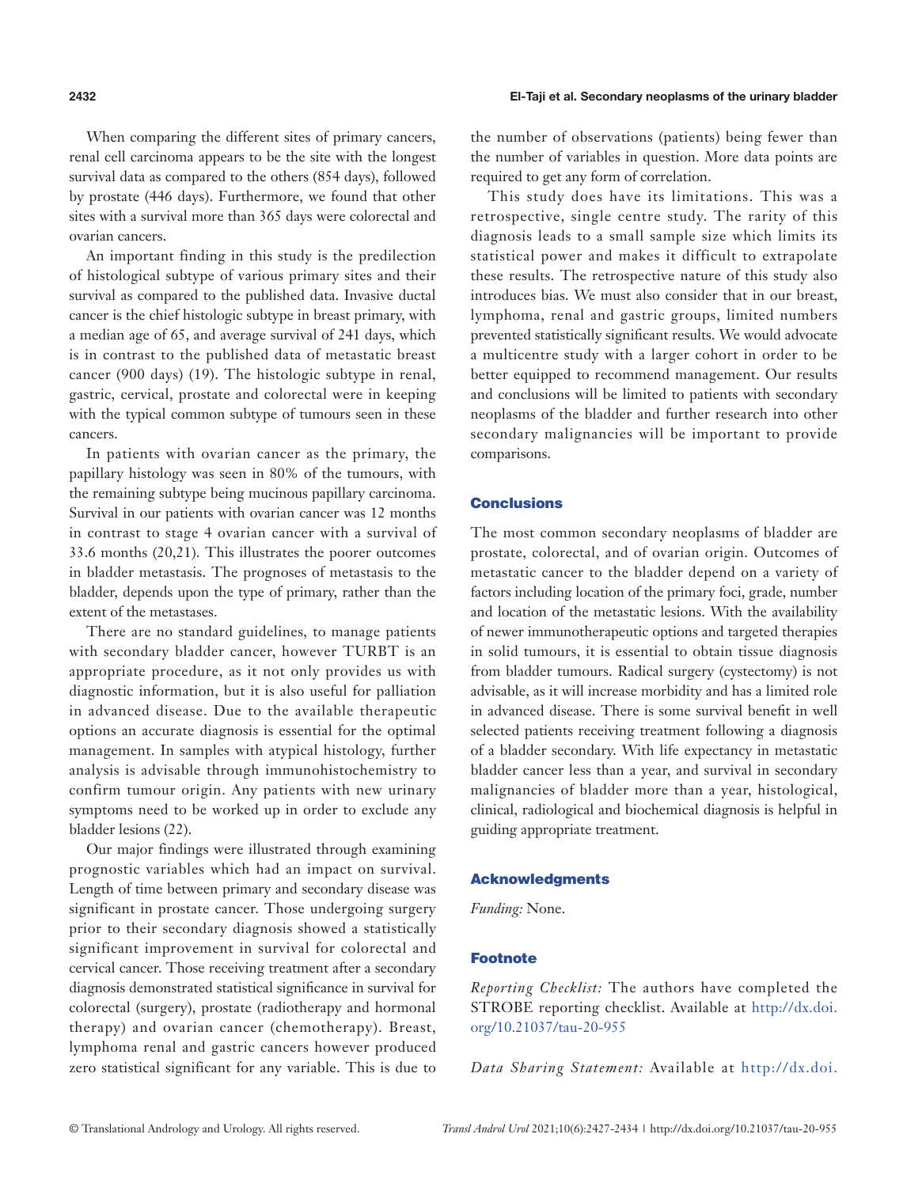When comparing the different sites of primary cancers, renal cell carcinoma appears to be the site with the longest survival data as compared to the others (854 days), followed by prostate (446 days). Furthermore, we found that other sites with a survival more than 365 days were colorectal and ovarian cancers.

An important finding in this study is the predilection of histological subtype of various primary sites and their survival as compared to the published data. Invasive ductal cancer is the chief histologic subtype in breast primary, with a median age of 65, and average survival of 241 days, which is in contrast to the published data of metastatic breast cancer (900 days) (19). The histologic subtype in renal, gastric, cervical, prostate and colorectal were in keeping with the typical common subtype of tumours seen in these cancers.

In patients with ovarian cancer as the primary, the papillary histology was seen in 80% of the tumours, with the remaining subtype being mucinous papillary carcinoma. Survival in our patients with ovarian cancer was 12 months in contrast to stage 4 ovarian cancer with a survival of 33.6 months (20,21). This illustrates the poorer outcomes in bladder metastasis. The prognoses of metastasis to the bladder, depends upon the type of primary, rather than the extent of the metastases.

There are no standard guidelines, to manage patients with secondary bladder cancer, however TURBT is an appropriate procedure, as it not only provides us with diagnostic information, but it is also useful for palliation in advanced disease. Due to the available therapeutic options an accurate diagnosis is essential for the optimal management. In samples with atypical histology, further analysis is advisable through immunohistochemistry to confirm tumour origin. Any patients with new urinary symptoms need to be worked up in order to exclude any bladder lesions (22).

Our major findings were illustrated through examining prognostic variables which had an impact on survival. Length of time between primary and secondary disease was significant in prostate cancer. Those undergoing surgery prior to their secondary diagnosis showed a statistically significant improvement in survival for colorectal and cervical cancer. Those receiving treatment after a secondary diagnosis demonstrated statistical significance in survival for colorectal (surgery), prostate (radiotherapy and hormonal therapy) and ovarian cancer (chemotherapy). Breast, lymphoma renal and gastric cancers however produced zero statistical significant for any variable. This is due to the number of observations (patients) being fewer than the number of variables in question. More data points are required to get any form of correlation.

This study does have its limitations. This was a retrospective, single centre study. The rarity of this diagnosis leads to a small sample size which limits its statistical power and makes it difficult to extrapolate these results. The retrospective nature of this study also introduces bias. We must also consider that in our breast, lymphoma, renal and gastric groups, limited numbers prevented statistically significant results. We would advocate a multicentre study with a larger cohort in order to be better equipped to recommend management. Our results and conclusions will be limited to patients with secondary neoplasms of the bladder and further research into other secondary malignancies will be important to provide comparisons.

## Conclusions

The most common secondary neoplasms of bladder are prostate, colorectal, and of ovarian origin. Outcomes of metastatic cancer to the bladder depend on a variety of factors including location of the primary foci, grade, number and location of the metastatic lesions. With the availability of newer immunotherapeutic options and targeted therapies in solid tumours, it is essential to obtain tissue diagnosis from bladder tumours. Radical surgery (cystectomy) is not advisable, as it will increase morbidity and has a limited role in advanced disease. There is some survival benefit in well selected patients receiving treatment following a diagnosis of a bladder secondary. With life expectancy in metastatic bladder cancer less than a year, and survival in secondary malignancies of bladder more than a year, histological, clinical, radiological and biochemical diagnosis is helpful in guiding appropriate treatment.

## Acknowledgments

*Funding:* None.

## Footnote

*Reporting Checklist:* The authors have completed the STROBE reporting checklist. Available at http://dx.doi.org/10.21037/tau-20-955

*Data Sharing Statement:* Available at http://dx.doi.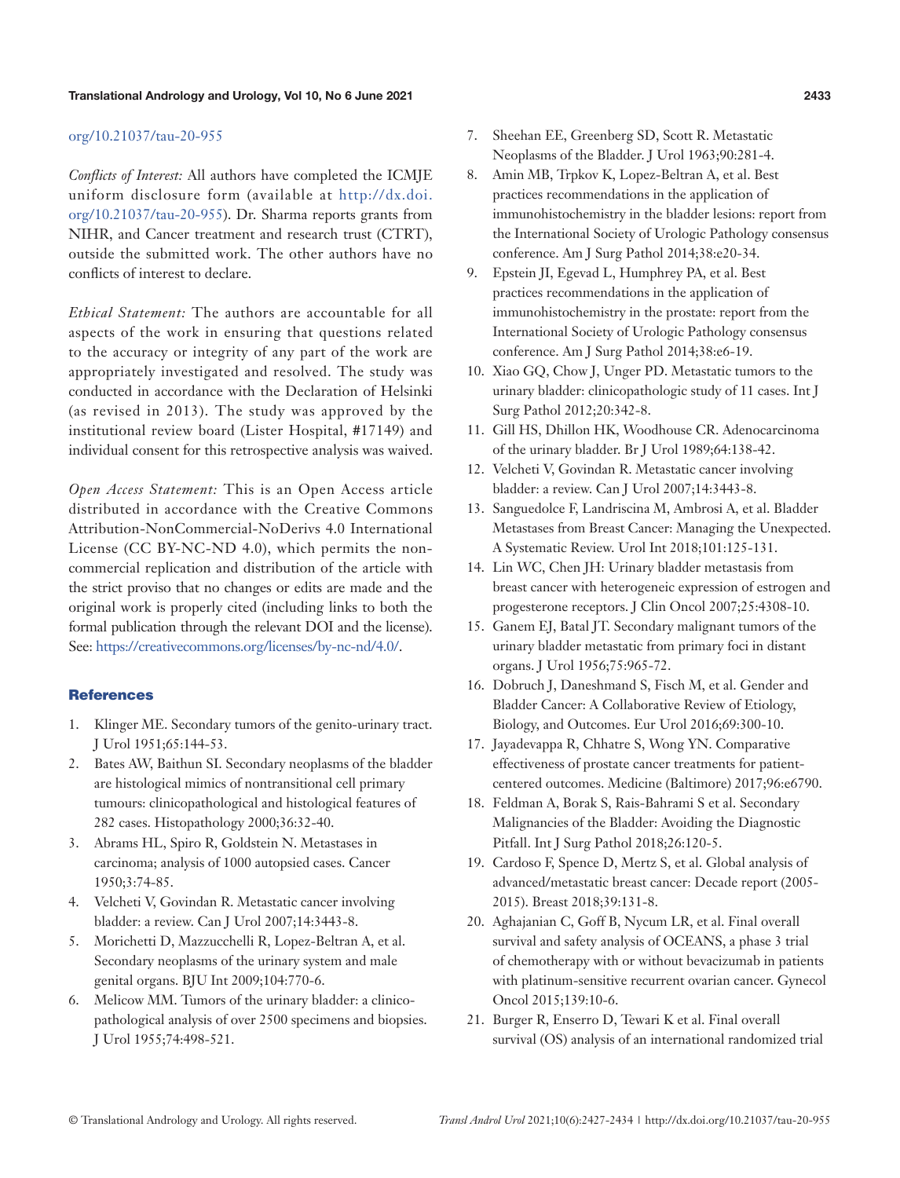org/10.21037/tau-20-955

*Conflicts of Interest:* All authors have completed the ICMJE uniform disclosure form (available at http://dx.doi.org/10.21037/tau-20-955). Dr. Sharma reports grants from NIHR, and Cancer treatment and research trust (CTRT), outside the submitted work. The other authors have no conflicts of interest to declare.

*Ethical Statement:* The authors are accountable for all aspects of the work in ensuring that questions related to the accuracy or integrity of any part of the work are appropriately investigated and resolved. The study was conducted in accordance with the Declaration of Helsinki (as revised in 2013). The study was approved by the institutional review board (Lister Hospital, #17149) and individual consent for this retrospective analysis was waived.

*Open Access Statement:* This is an Open Access article distributed in accordance with the Creative Commons Attribution-NonCommercial-NoDerivs 4.0 International License (CC BY-NC-ND 4.0), which permits the non-commercial replication and distribution of the article with the strict proviso that no changes or edits are made and the original work is properly cited (including links to both the formal publication through the relevant DOI and the license). See: https://creativecommons.org/licenses/by-nc-nd/4.0/.

## References

1. Klinger ME. Secondary tumors of the genito-urinary tract. J Urol 1951;65:144-53.
2. Bates AW, Baithun SI. Secondary neoplasms of the bladder are histological mimics of nontransitional cell primary tumours: clinicopathological and histological features of 282 cases. Histopathology 2000;36:32-40.
3. Abrams HL, Spiro R, Goldstein N. Metastases in carcinoma; analysis of 1000 autopsied cases. Cancer 1950;3:74-85.
4. Velcheti V, Govindan R. Metastatic cancer involving bladder: a review. Can J Urol 2007;14:3443-8.
5. Morichetti D, Mazzucchelli R, Lopez-Beltran A, et al. Secondary neoplasms of the urinary system and male genital organs. BJU Int 2009;104:770-6.
6. Melicow MM. Tumors of the urinary bladder: a clinico-pathological analysis of over 2500 specimens and biopsies. J Urol 1955;74:498-521.
7. Sheehan EE, Greenberg SD, Scott R. Metastatic Neoplasms of the Bladder. J Urol 1963;90:281-4.
8. Amin MB, Trpkov K, Lopez-Beltran A, et al. Best practices recommendations in the application of immunohistochemistry in the bladder lesions: report from the International Society of Urologic Pathology consensus conference. Am J Surg Pathol 2014;38:e20-34.
9. Epstein JI, Egevad L, Humphrey PA, et al. Best practices recommendations in the application of immunohistochemistry in the prostate: report from the International Society of Urologic Pathology consensus conference. Am J Surg Pathol 2014;38:e6-19.
10. Xiao GQ, Chow J, Unger PD. Metastatic tumors to the urinary bladder: clinicopathologic study of 11 cases. Int J Surg Pathol 2012;20:342-8.
11. Gill HS, Dhillon HK, Woodhouse CR. Adenocarcinoma of the urinary bladder. Br J Urol 1989;64:138-42.
12. Velcheti V, Govindan R. Metastatic cancer involving bladder: a review. Can J Urol 2007;14:3443-8.
13. Sanguedolce F, Landriscina M, Ambrosi A, et al. Bladder Metastases from Breast Cancer: Managing the Unexpected. A Systematic Review. Urol Int 2018;101:125-131.
14. Lin WC, Chen JH: Urinary bladder metastasis from breast cancer with heterogeneic expression of estrogen and progesterone receptors. J Clin Oncol 2007;25:4308-10.
15. Ganem EJ, Batal JT. Secondary malignant tumors of the urinary bladder metastatic from primary foci in distant organs. J Urol 1956;75:965-72.
16. Dobruch J, Daneshmand S, Fisch M, et al. Gender and Bladder Cancer: A Collaborative Review of Etiology, Biology, and Outcomes. Eur Urol 2016;69:300-10.
17. Jayadevappa R, Chhatre S, Wong YN. Comparative effectiveness of prostate cancer treatments for patient-centered outcomes. Medicine (Baltimore) 2017;96:e6790.
18. Feldman A, Borak S, Rais-Bahrami S et al. Secondary Malignancies of the Bladder: Avoiding the Diagnostic Pitfall. Int J Surg Pathol 2018;26:120-5.
19. Cardoso F, Spence D, Mertz S, et al. Global analysis of advanced/metastatic breast cancer: Decade report (2005-2015). Breast 2018;39:131-8.
20. Aghajanian C, Goff B, Nycum LR, et al. Final overall survival and safety analysis of OCEANS, a phase 3 trial of chemotherapy with or without bevacizumab in patients with platinum-sensitive recurrent ovarian cancer. Gynecol Oncol 2015;139:10-6.
21. Burger R, Enserro D, Tewari K et al. Final overall survival (OS) analysis of an international randomized trial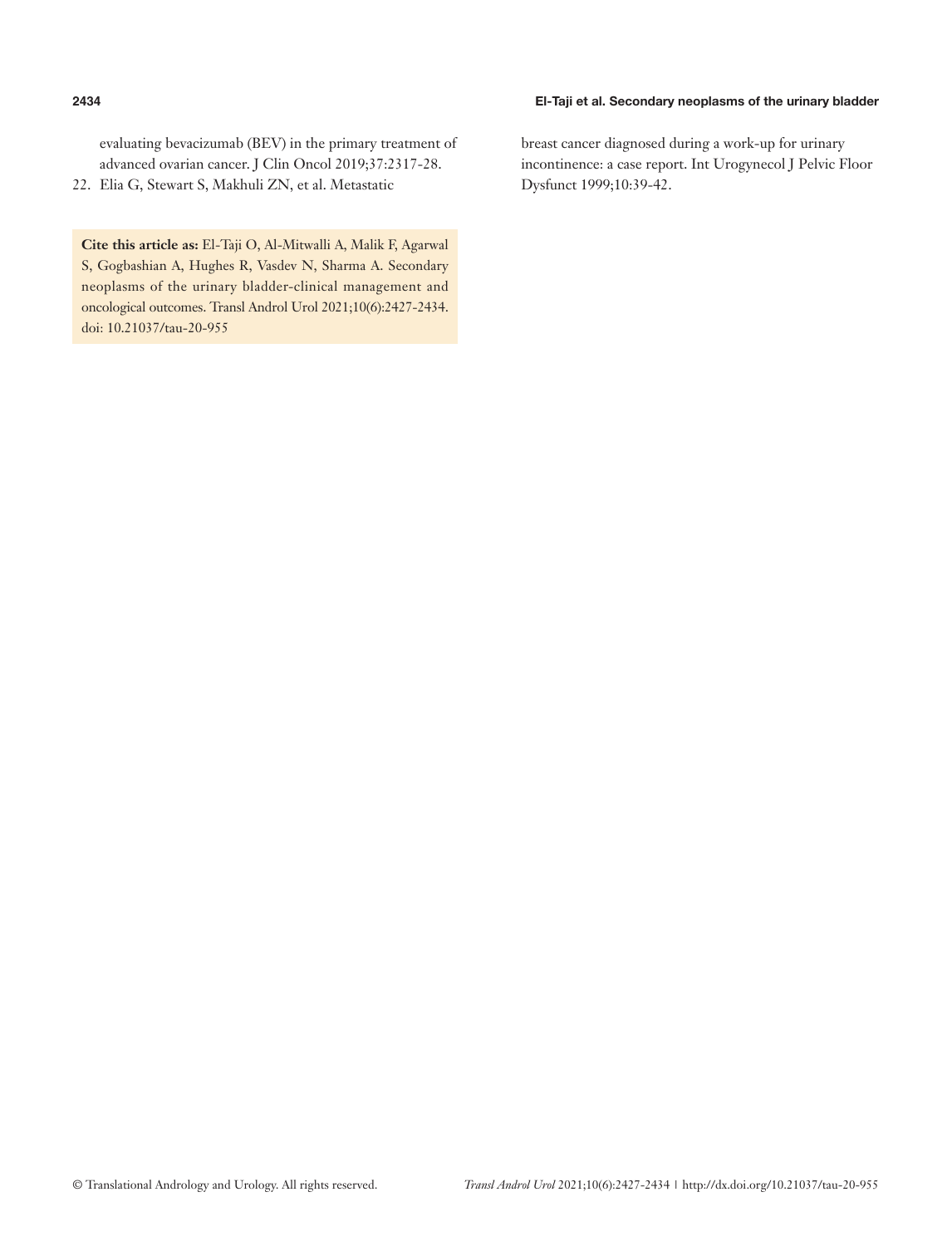evaluating bevacizumab (BEV) in the primary treatment of advanced ovarian cancer. J Clin Oncol 2019;37:2317-28.

22. Elia G, Stewart S, Makhuli ZN, et al. Metastatic breast cancer diagnosed during a work-up for urinary incontinence: a case report. Int Urogynecol J Pelvic Floor Dysfunct 1999;10:39-42.

**Cite this article as:** El-Taji O, Al-Mitwalli A, Malik F, Agarwal S, Gogbashian A, Hughes R, Vasdev N, Sharma A. Secondary neoplasms of the urinary bladder-clinical management and oncological outcomes. Transl Androl Urol 2021;10(6):2427-2434. doi: 10.21037/tau-20-955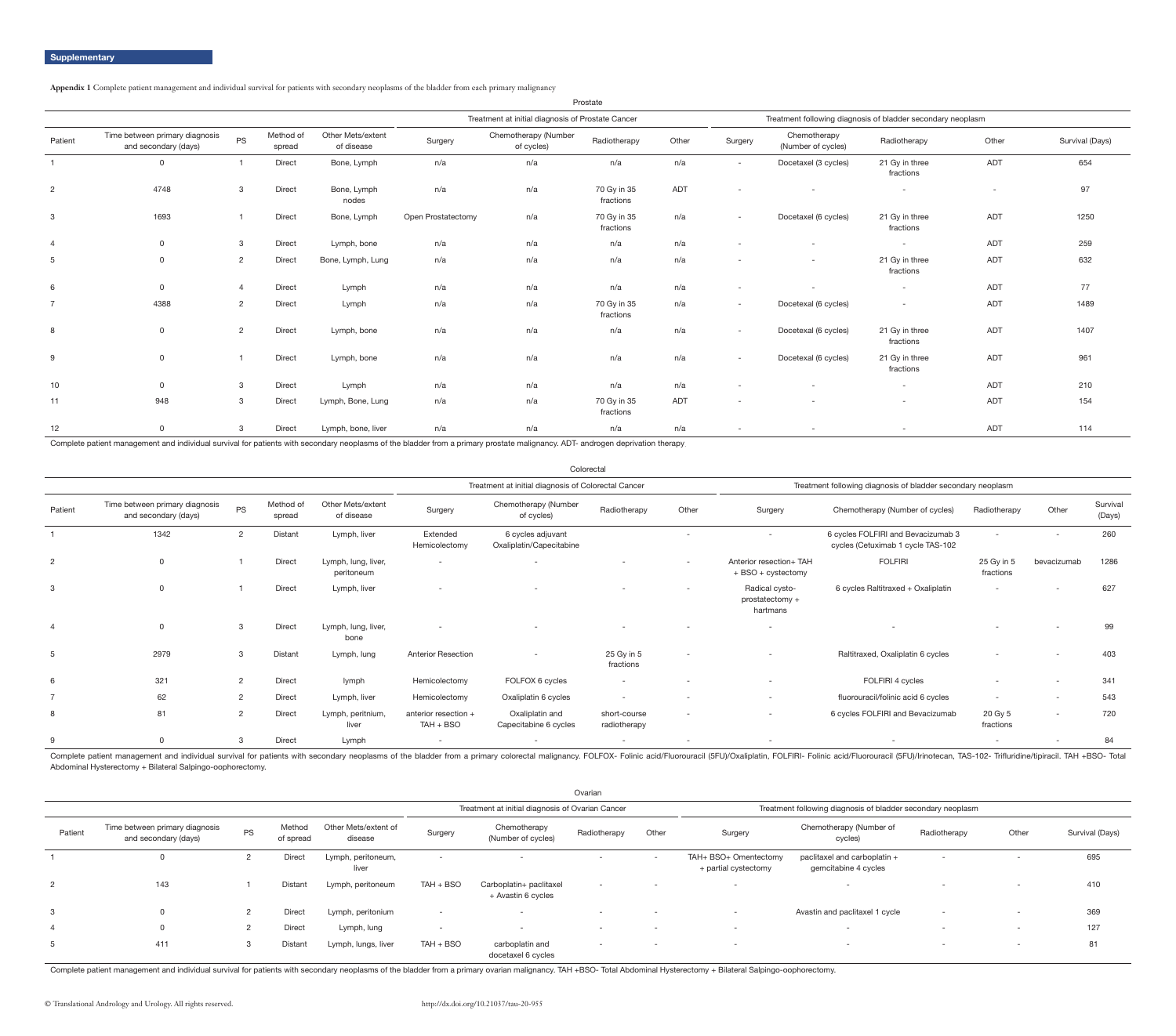Supplementary

**Appendix 1** Complete patient management and individual survival for patients with secondary neoplasms of the bladder from each primary malignancy

Prostate

| | | | | | Treatment at initial diagnosis of Prostate Cancer | | | | Treatment following diagnosis of bladder secondary neoplasm | | | | |
|---|---|---|---|---|---|---|---|---|---|---|---|---|---|
| Patient | Time between primary diagnosis and secondary (days) | PS | Method of spread | Other Mets/extent of disease | Surgery | Chemotherapy (Number of cycles) | Radiotherapy | Other | Surgery | Chemotherapy (Number of cycles) | Radiotherapy | Other | Survival (Days) |
| 1 | 0 | 1 | Direct | Bone, Lymph | n/a | n/a | n/a | n/a | - | Docetaxel (3 cycles) | 21 Gy in three fractions | ADT | 654 |
| 2 | 4748 | 3 | Direct | Bone, Lymph nodes | n/a | n/a | 70 Gy in 35 fractions | ADT | - | - | - | - | 97 |
| 3 | 1693 | 1 | Direct | Bone, Lymph | Open Prostatectomy | n/a | 70 Gy in 35 fractions | n/a | - | Docetaxel (6 cycles) | 21 Gy in three fractions | ADT | 1250 |
| 4 | 0 | 3 | Direct | Lymph, bone | n/a | n/a | n/a | n/a | - | - | - | ADT | 259 |
| 5 | 0 | 2 | Direct | Bone, Lymph, Lung | n/a | n/a | n/a | n/a | - | - | 21 Gy in three fractions | ADT | 632 |
| 6 | 0 | 4 | Direct | Lymph | n/a | n/a | n/a | n/a | - | - | - | ADT | 77 |
| 7 | 4388 | 2 | Direct | Lymph | n/a | n/a | 70 Gy in 35 fractions | n/a | - | Docetexal (6 cycles) | - | ADT | 1489 |
| 8 | 0 | 2 | Direct | Lymph, bone | n/a | n/a | n/a | n/a | - | Docetexal (6 cycles) | 21 Gy in three fractions | ADT | 1407 |
| 9 | 0 | 1 | Direct | Lymph, bone | n/a | n/a | n/a | n/a | - | Docetexal (6 cycles) | 21 Gy in three fractions | ADT | 961 |
| 10 | 0 | 3 | Direct | Lymph | n/a | n/a | n/a | n/a | - | - | - | ADT | 210 |
| 11 | 948 | 3 | Direct | Lymph, Bone, Lung | n/a | n/a | 70 Gy in 35 fractions | ADT | - | - | - | ADT | 154 |
| 12 | 0 | 3 | Direct | Lymph, bone, liver | n/a | n/a | n/a | n/a | - | - | - | ADT | 114 |

Complete patient management and individual survival for patients with secondary neoplasms of the bladder from a primary prostate malignancy. ADT- androgen deprivation therapy

Colorectal

| | | | | | Treatment at initial diagnosis of Colorectal Cancer | | | | Treatment following diagnosis of bladder secondary neoplasm | | | | |
|---|---|---|---|---|---|---|---|---|---|---|---|---|---|
| Patient | Time between primary diagnosis and secondary (days) | PS | Method of spread | Other Mets/extent of disease | Surgery | Chemotherapy (Number of cycles) | Radiotherapy | Other | Surgery | Chemotherapy (Number of cycles) | Radiotherapy | Other | Survival (Days) |
| 1 | 1342 | 2 | Distant | Lymph, liver | Extended Hemicolectomy | 6 cycles adjuvant Oxaliplatin/Capecitabine | | - | - | 6 cycles FOLFIRI and Bevacizumab 3 cycles (Cetuximab 1 cycle TAS-102 | - | - | 260 |
| 2 | 0 | 1 | Direct | Lymph, lung, liver, peritoneum | - | - | - | - | Anterior resection+ TAH + BSO + cystectomy | FOLFIRI | 25 Gy in 5 fractions | bevacizumab | 1286 |
| 3 | 0 | 1 | Direct | Lymph, liver | - | - | - | - | Radical cysto-prostatectomy + hartmans | 6 cycles Raltitraxed + Oxaliplatin | - | - | 627 |
| 4 | 0 | 3 | Direct | Lymph, lung, liver, bone | - | - | - | - | - | - | - | - | 99 |
| 5 | 2979 | 3 | Distant | Lymph, lung | Anterior Resection | - | 25 Gy in 5 fractions | - | - | Raltitraxed, Oxaliplatin 6 cycles | - | - | 403 |
| 6 | 321 | 2 | Direct | lymph | Hemicolectomy | FOLFOX 6 cycles | - | - | - | FOLFIRI 4 cycles | - | - | 341 |
| 7 | 62 | 2 | Direct | Lymph, liver | Hemicolectomy | Oxaliplatin 6 cycles | - | - | - | fluorouracil/folinic acid 6 cycles | - | - | 543 |
| 8 | 81 | 2 | Direct | Lymph, peritnium, liver | anterior resection + TAH + BSO | Oxaliplatin and Capecitabine 6 cycles | short-course radiotherapy | - | - | 6 cycles FOLFIRI and Bevacizumab | 20 Gy 5 fractions | - | 720 |
| 9 | 0 | 3 | Direct | Lymph | - | - | - | - | - | - | - | - | 84 |

Complete patient management and individual survival for patients with secondary neoplasms of the bladder from a primary colorectal malignancy. FOLFOX- Folinic acid/Fluorouracil (5FU)/Oxaliplatin, FOLFIRI- Folinic acid/Fluorouracil (5FU)/Irinotecan, TAS-102- Trifluridine/tipiracil. TAH +BSO- Total Abdominal Hysterectomy + Bilateral Salpingo-oophorectomy.

Ovarian

| | | | | | Treatment at initial diagnosis of Ovarian Cancer | | | | Treatment following diagnosis of bladder secondary neoplasm | | | | |
|---|---|---|---|---|---|---|---|---|---|---|---|---|---|
| Patient | Time between primary diagnosis and secondary (days) | PS | Method of spread | Other Mets/extent of disease | Surgery | Chemotherapy (Number of cycles) | Radiotherapy | Other | Surgery | Chemotherapy (Number of cycles) | Radiotherapy | Other | Survival (Days) |
| 1 | 0 | 2 | Direct | Lymph, peritoneum, liver | - | - | - | - | TAH+ BSO+ Omentectomy + partial cystectomy | paclitaxel and carboplatin + gemcitabine 4 cycles | - | - | 695 |
| 2 | 143 | 1 | Distant | Lymph, peritoneum | TAH + BSO | Carboplatin+ paclitaxel + Avastin 6 cycles | - | - | - | - | - | - | 410 |
| 3 | 0 | 2 | Direct | Lymph, peritonium | - | - | - | - | - | Avastin and paclitaxel 1 cycle | - | - | 369 |
| 4 | 0 | 2 | Direct | Lymph, lung | - | - | - | - | - | - | - | - | 127 |
| 5 | 411 | 3 | Distant | Lymph, lungs, liver | TAH + BSO | carboplatin and docetaxel 6 cycles | - | - | - | - | - | - | 81 |

Complete patient management and individual survival for patients with secondary neoplasms of the bladder from a primary ovarian malignancy. TAH +BSO- Total Abdominal Hysterectomy + Bilateral Salpingo-oophorectomy.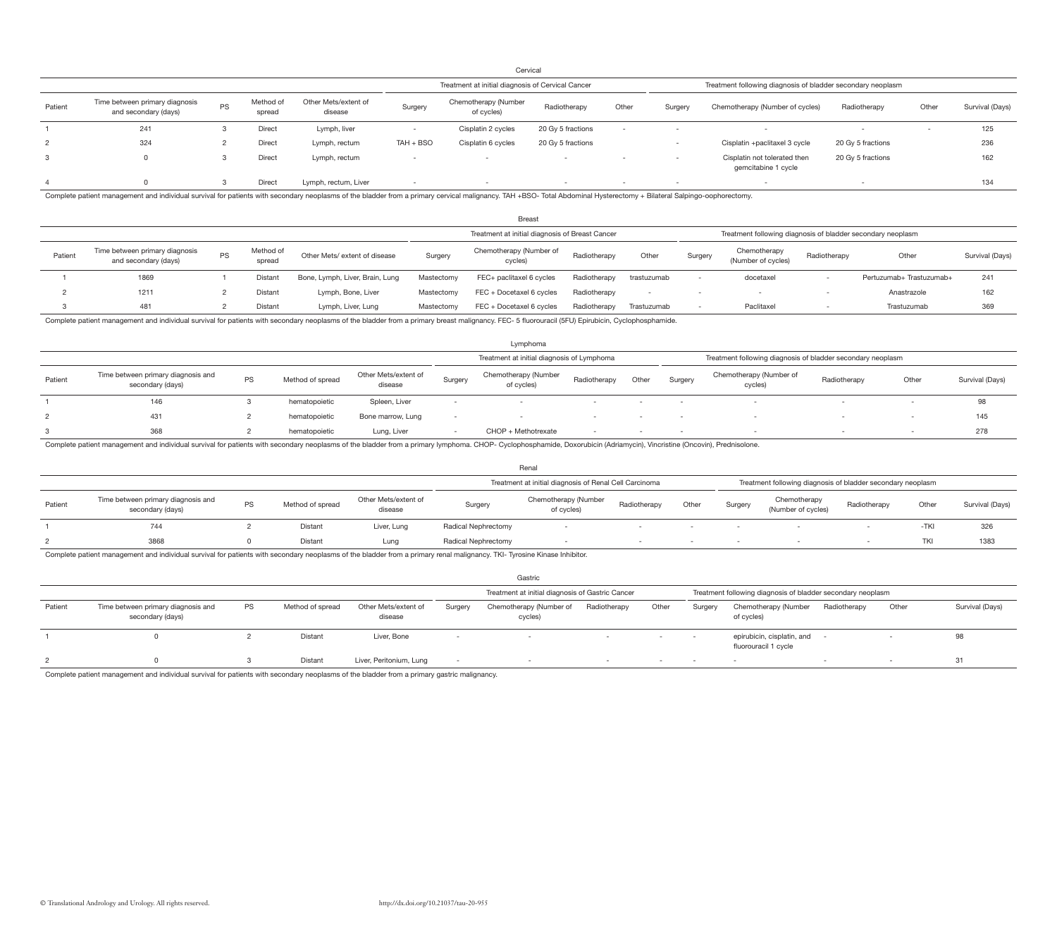### Cervical

| | | | | | Treatment at initial diagnosis of Cervical Cancer | | | | Treatment following diagnosis of bladder secondary neoplasm | | | | |
|---|---|---|---|---|---|---|---|---|---|---|---|---|---|
| Patient | Time between primary diagnosis and secondary (days) | PS | Method of spread | Other Mets/extent of disease | Surgery | Chemotherapy (Number of cycles) | Radiotherapy | Other | Surgery | Chemotherapy (Number of cycles) | Radiotherapy | Other | Survival (Days) |
| 1 | 241 | 3 | Direct | Lymph, liver | - | Cisplatin 2 cycles | 20 Gy 5 fractions | - | - | - | - | - | 125 |
| 2 | 324 | 2 | Direct | Lymph, rectum | TAH + BSO | Cisplatin 6 cycles | 20 Gy 5 fractions | | - | Cisplatin +paclitaxel 3 cycle | 20 Gy 5 fractions | | 236 |
| 3 | 0 | 3 | Direct | Lymph, rectum | - | - | - | - | - | Cisplatin not tolerated then gemcitabine 1 cycle | 20 Gy 5 fractions | | 162 |
| 4 | 0 | 3 | Direct | Lymph, rectum, Liver | - | - | - | - | - | - | - | | 134 |

Complete patient management and individual survival for patients with secondary neoplasms of the bladder from a primary cervical malignancy. TAH +BSO- Total Abdominal Hysterectomy + Bilateral Salpingo-oophorectomy.

### Breast

| | | | | | Treatment at initial diagnosis of Breast Cancer | | | | Treatment following diagnosis of bladder secondary neoplasm | | | | |
|---|---|---|---|---|---|---|---|---|---|---|---|---|---|
| Patient | Time between primary diagnosis and secondary (days) | PS | Method of spread | Other Mets/ extent of disease | Surgery | Chemotherapy (Number of cycles) | Radiotherapy | Other | Surgery | Chemotherapy (Number of cycles) | Radiotherapy | Other | Survival (Days) |
| 1 | 1869 | 1 | Distant | Bone, Lymph, Liver, Brain, Lung | Mastectomy | FEC+ paclitaxel 6 cycles | Radiotherapy | trastuzumab | - | docetaxel | - | Pertuzumab+ Trastuzumab+ | 241 |
| 2 | 1211 | 2 | Distant | Lymph, Bone, Liver | Mastectomy | FEC + Docetaxel 6 cycles | Radiotherapy | - | - | - | - | Anastrazole | 162 |
| 3 | 481 | 2 | Distant | Lymph, Liver, Lung | Mastectomy | FEC + Docetaxel 6 cycles | Radiotherapy | Trastuzumab | - | Paclitaxel | - | Trastuzumab | 369 |

Complete patient management and individual survival for patients with secondary neoplasms of the bladder from a primary breast malignancy. FEC- 5 fluorouracil (5FU) Epirubicin, Cyclophosphamide.

### Lymphoma

| | | | | | Treatment at initial diagnosis of Lymphoma | | | | Treatment following diagnosis of bladder secondary neoplasm | | | | |
|---|---|---|---|---|---|---|---|---|---|---|---|---|---|
| Patient | Time between primary diagnosis and secondary (days) | PS | Method of spread | Other Mets/extent of disease | Surgery | Chemotherapy (Number of cycles) | Radiotherapy | Other | Surgery | Chemotherapy (Number of cycles) | Radiotherapy | Other | Survival (Days) |
| 1 | 146 | 3 | hematopoietic | Spleen, Liver | - | - | - | - | - | - | - | - | 98 |
| 2 | 431 | 2 | hematopoietic | Bone marrow, Lung | - | - | - | - | - | - | - | - | 145 |
| 3 | 368 | 2 | hematopoietic | Lung, Liver | - | CHOP + Methotrexate | - | - | - | - | - | - | 278 |

Complete patient management and individual survival for patients with secondary neoplasms of the bladder from a primary lymphoma. CHOP- Cyclophosphamide, Doxorubicin (Adriamycin), Vincristine (Oncovin), Prednisolone.

### Renal

| | | | | | Treatment at initial diagnosis of Renal Cell Carcinoma | | | | Treatment following diagnosis of bladder secondary neoplasm | | | | |
|---|---|---|---|---|---|---|---|---|---|---|---|---|---|
| Patient | Time between primary diagnosis and secondary (days) | PS | Method of spread | Other Mets/extent of disease | Surgery | Chemotherapy (Number of cycles) | Radiotherapy | Other | Surgery | Chemotherapy (Number of cycles) | Radiotherapy | Other | Survival (Days) |
| 1 | 744 | 2 | Distant | Liver, Lung | Radical Nephrectomy | - | - | - | - | - | - | -TKI | 326 |
| 2 | 3868 | 0 | Distant | Lung | Radical Nephrectomy | - | - | - | - | - | - | TKI | 1383 |

Complete patient management and individual survival for patients with secondary neoplasms of the bladder from a primary renal malignancy. TKI- Tyrosine Kinase Inhibitor.

### Gastric

| | | | | | Treatment at initial diagnosis of Gastric Cancer | | | | Treatment following diagnosis of bladder secondary neoplasm | | | | |
|---|---|---|---|---|---|---|---|---|---|---|---|---|---|
| Patient | Time between primary diagnosis and secondary (days) | PS | Method of spread | Other Mets/extent of disease | Surgery | Chemotherapy (Number of cycles) | Radiotherapy | Other | Surgery | Chemotherapy (Number of cycles) | Radiotherapy | Other | Survival (Days) |
| 1 | 0 | 2 | Distant | Liver, Bone | - | - | - | - | - | epirubicin, cisplatin, and fluorouracil 1 cycle | - | - | 98 |
| 2 | 0 | 3 | Distant | Liver, Peritonium, Lung | - | - | - | - | - | - | - | - | 31 |

Complete patient management and individual survival for patients with secondary neoplasms of the bladder from a primary gastric malignancy.